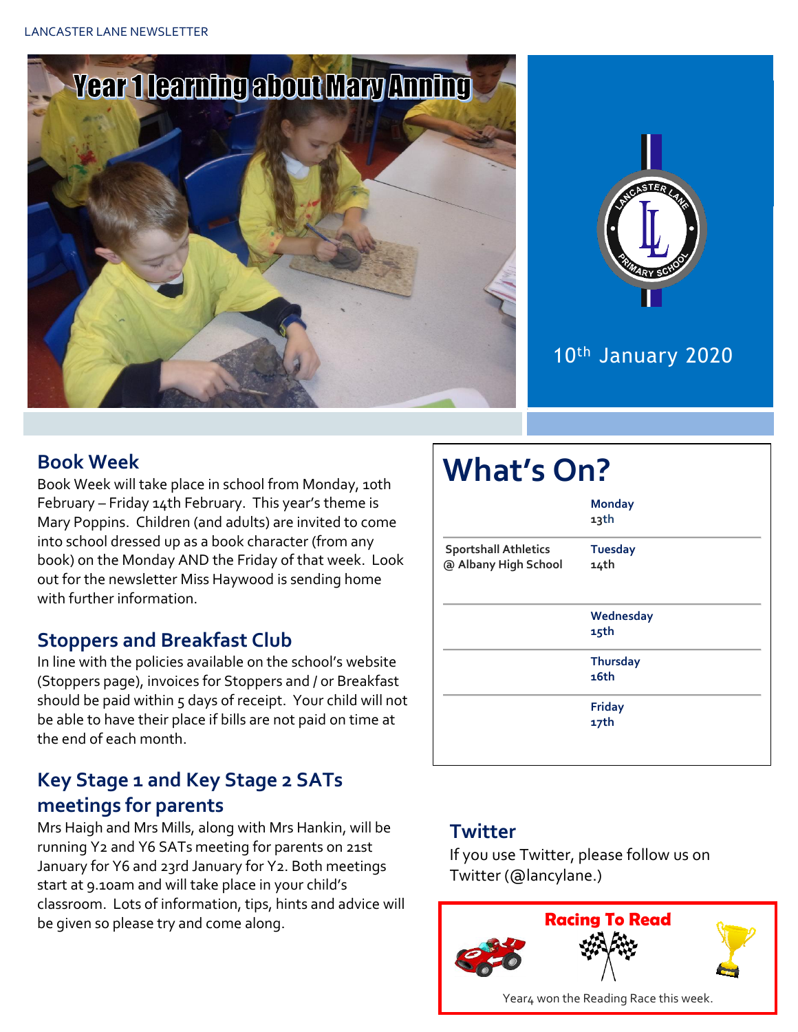# Year 1 learning about Mary Anning

10th January 2020

## Book Week

Book Week will take place in school from Monday, 10th February – Friday 14th February. This year's theme is Mary Poppins. Children (and adults) are invited to come into school dressed up as a book character (from any book) on the Monday AND the Friday of that week. Look out for the newsletter Miss Haywood is sending home with further information.

## Stoppers and Breakfast Club

In line with the policies available on the school's website (Stoppers page), invoices for Stoppers and / or Breakfast should be paid within 5 days of receipt. Your child will not be able to have their place if bills are not paid on time at the end of each month.

## Key Stage 1 and Key Stage 2 SATs meetings for parents

Mrs Haigh and Mrs Mills, along with Mrs Hankin, will be running Y2 and Y6 SATs meeting for parents on 21st January for Y6 and 23rd January for Y2. Both meetings start at 9.10am and will take place in your child's classroom. Lots of information, tips, hints and advice will be given so please try and come along.

## What's On?

| | |
|---|---|
| | **Monday 13th** |
| **Sportshall Athletics @ Albany High School** | **Tuesday 14th** |
| | **Wednesday 15th** |
| | **Thursday 16th** |
| | **Friday 17th** |

## Twitter

If you use Twitter, please follow us on Twitter (@lancylane.)

## Racing To Read

Year4 won the Reading Race this week.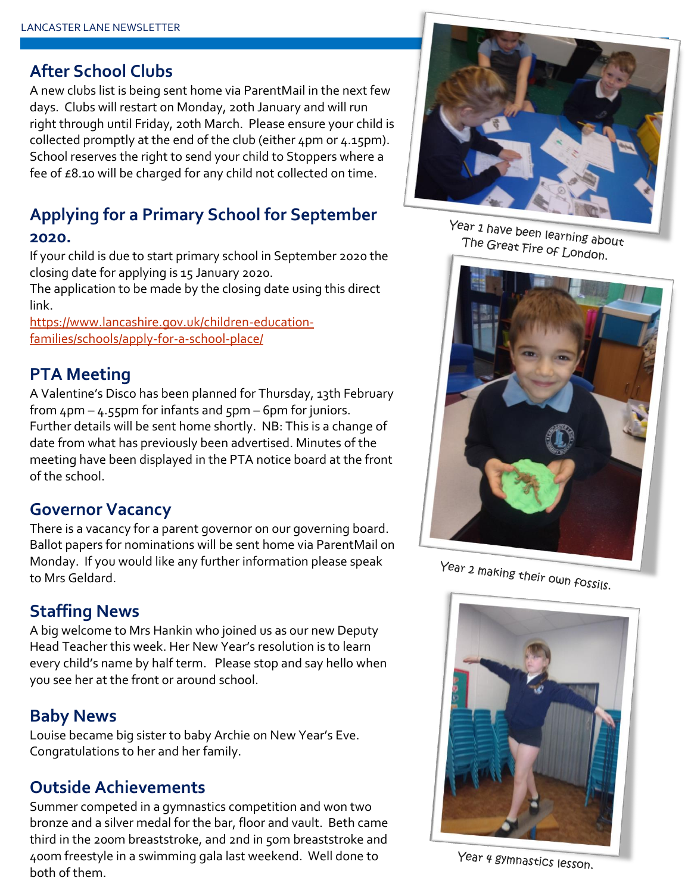## After School Clubs

A new clubs list is being sent home via ParentMail in the next few days. Clubs will restart on Monday, 20th January and will run right through until Friday, 20th March. Please ensure your child is collected promptly at the end of the club (either 4pm or 4.15pm). School reserves the right to send your child to Stoppers where a fee of £8.10 will be charged for any child not collected on time.

## Applying for a Primary School for September 2020.

If your child is due to start primary school in September 2020 the closing date for applying is 15 January 2020.

The application to be made by the closing date using this direct link.

https://www.lancashire.gov.uk/children-education-families/schools/apply-for-a-school-place/

## PTA Meeting

A Valentine's Disco has been planned for Thursday, 13th February from 4pm – 4.55pm for infants and 5pm – 6pm for juniors. Further details will be sent home shortly. NB: This is a change of date from what has previously been advertised. Minutes of the meeting have been displayed in the PTA notice board at the front of the school.

## Governor Vacancy

There is a vacancy for a parent governor on our governing board. Ballot papers for nominations will be sent home via ParentMail on Monday. If you would like any further information please speak to Mrs Geldard.

## Staffing News

A big welcome to Mrs Hankin who joined us as our new Deputy Head Teacher this week. Her New Year's resolution is to learn every child's name by half term. Please stop and say hello when you see her at the front or around school.

## Baby News

Louise became big sister to baby Archie on New Year's Eve. Congratulations to her and her family.

## Outside Achievements

Summer competed in a gymnastics competition and won two bronze and a silver medal for the bar, floor and vault. Beth came third in the 200m breaststroke, and 2nd in 50m breaststroke and 400m freestyle in a swimming gala last weekend. Well done to both of them.

Year 1 have been learning about The Great Fire of London.

Year 2 making their own fossils.

Year 4 gymnastics lesson.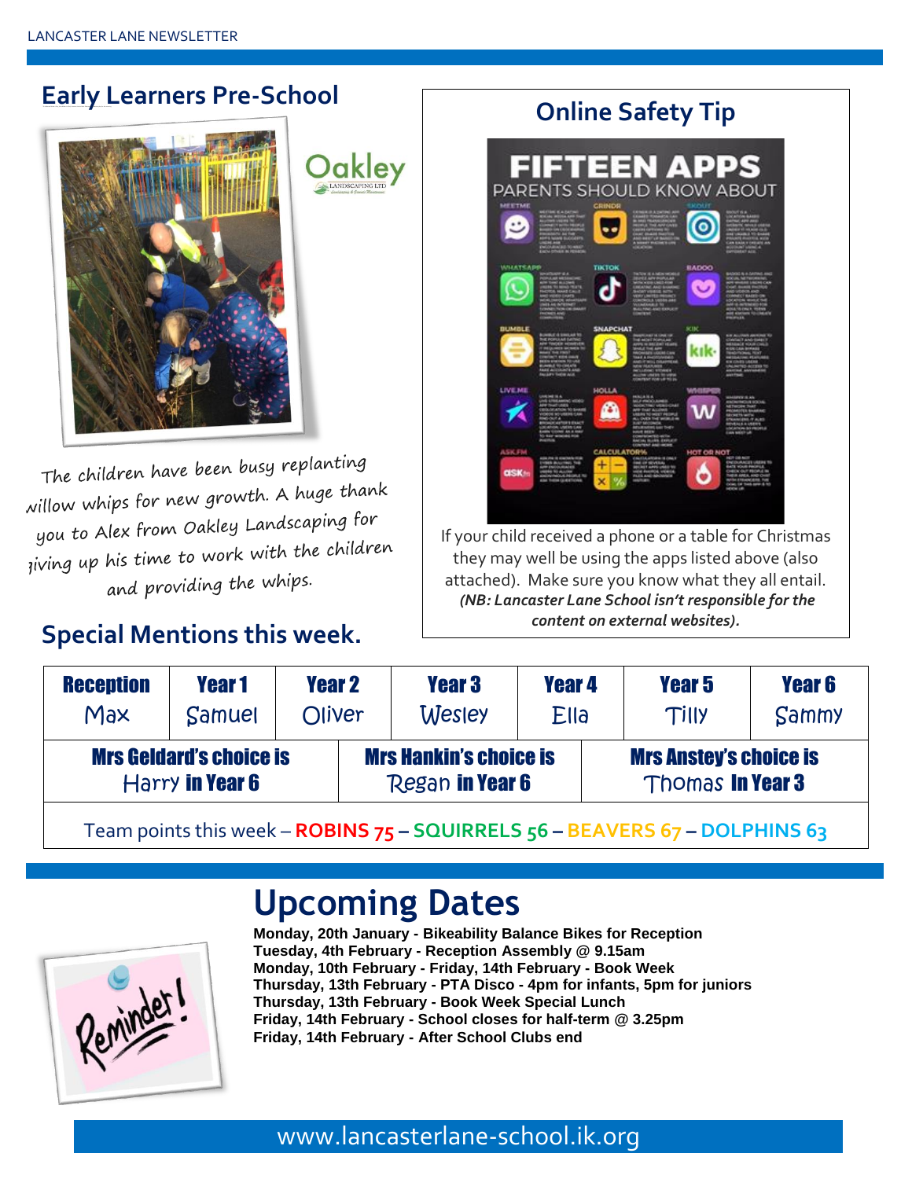## Early Learners Pre-School

The children have been busy replanting willow whips for new growth. A huge thank you to Alex from Oakley Landscaping for giving up his time to work with the children and providing the whips.

## Online Safety Tip

If your child received a phone or a table for Christmas they may well be using the apps listed above (also attached). Make sure you know what they all entail. ***(NB: Lancaster Lane School isn't responsible for the content on external websites).***

## Special Mentions this week.

| Reception | Year 1 | Year 2 | Year 3 | Year 4 | Year 5 | Year 6 |
|---|---|---|---|---|---|---|
| Max | Samuel | Oliver | Wesley | Ella | Tilly | Sammy |

**Mrs Geldard's choice is** Harry **in Year 6**

**Mrs Hankin's choice is** Regan **in Year 6**

**Mrs Anstey's choice is** Thomas **In Year 3**

Team points this week – **ROBINS 75** – **SQUIRRELS 56** – **BEAVERS 67** – **DOLPHINS 63**

# Upcoming Dates

**Monday, 20th January - Bikeability Balance Bikes for Reception**
**Tuesday, 4th February - Reception Assembly @ 9.15am**
**Monday, 10th February - Friday, 14th February - Book Week**
**Thursday, 13th February - PTA Disco - 4pm for infants, 5pm for juniors**
**Thursday, 13th February - Book Week Special Lunch**
**Friday, 14th February - School closes for half-term @ 3.25pm**
**Friday, 14th February - After School Clubs end**

www.lancasterlane-school.ik.org